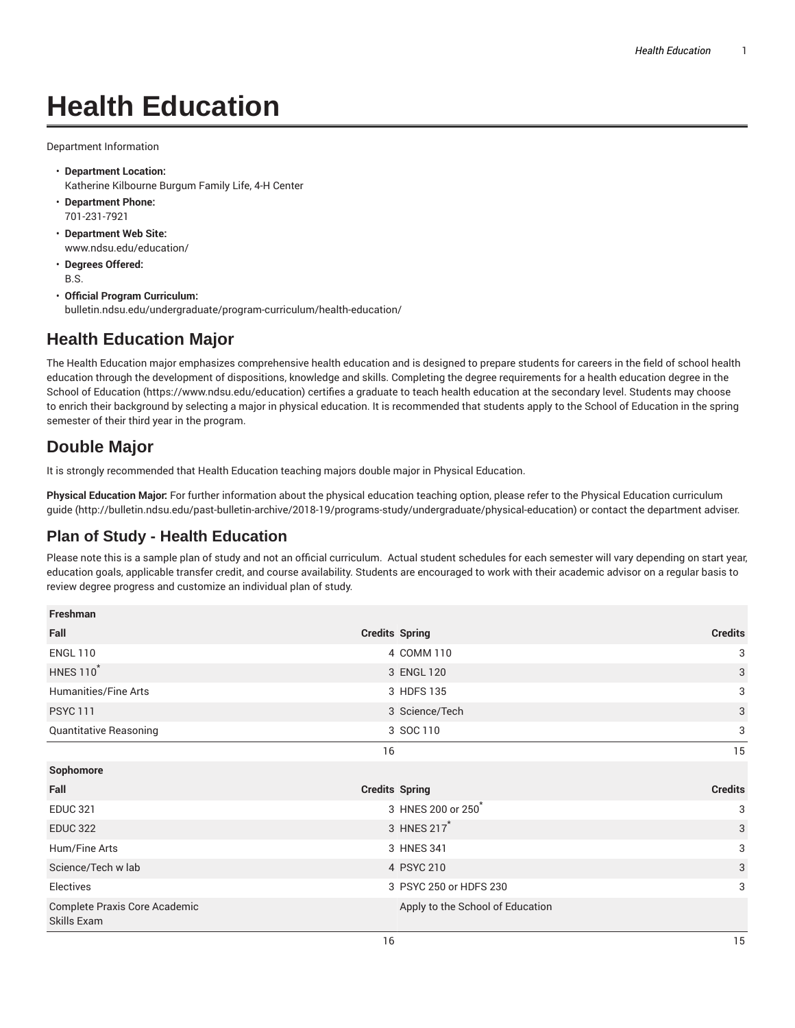# Health Education

Department Information

- **Department Location:**
  Katherine Kilbourne Burgum Family Life, 4-H Center
- **Department Phone:**
  701-231-7921
- **Department Web Site:**
  www.ndsu.edu/education/
- **Degrees Offered:**
  B.S.
- **Official Program Curriculum:**
  bulletin.ndsu.edu/undergraduate/program-curriculum/health-education/

## Health Education Major

The Health Education major emphasizes comprehensive health education and is designed to prepare students for careers in the field of school health education through the development of dispositions, knowledge and skills. Completing the degree requirements for a health education degree in the School of Education (https://www.ndsu.edu/education) certifies a graduate to teach health education at the secondary level. Students may choose to enrich their background by selecting a major in physical education. It is recommended that students apply to the School of Education in the spring semester of their third year in the program.

## Double Major

It is strongly recommended that Health Education teaching majors double major in Physical Education.

**Physical Education Major:** For further information about the physical education teaching option, please refer to the Physical Education curriculum guide (http://bulletin.ndsu.edu/past-bulletin-archive/2018-19/programs-study/undergraduate/physical-education) or contact the department adviser.

## Plan of Study - Health Education

Please note this is a sample plan of study and not an official curriculum. Actual student schedules for each semester will vary depending on start year, education goals, applicable transfer credit, and course availability. Students are encouraged to work with their academic advisor on a regular basis to review degree progress and customize an individual plan of study.

| **Freshman** | | | |
|---|---|---|---|
| **Fall** | **Credits** | **Spring** | **Credits** |
| ENGL 110 | 4 | COMM 110 | 3 |
| HNES 110* | 3 | ENGL 120 | 3 |
| Humanities/Fine Arts | 3 | HDFS 135 | 3 |
| PSYC 111 | 3 | Science/Tech | 3 |
| Quantitative Reasoning | 3 | SOC 110 | 3 |
| | 16 | | 15 |
| **Sophomore** | | | |
| **Fall** | **Credits** | **Spring** | **Credits** |
| EDUC 321 | 3 | HNES 200 or 250* | 3 |
| EDUC 322 | 3 | HNES 217* | 3 |
| Hum/Fine Arts | 3 | HNES 341 | 3 |
| Science/Tech w lab | 4 | PSYC 210 | 3 |
| Electives | 3 | PSYC 250 or HDFS 230 | 3 |
| Complete Praxis Core Academic Skills Exam | | Apply to the School of Education | |
| | 16 | | 15 |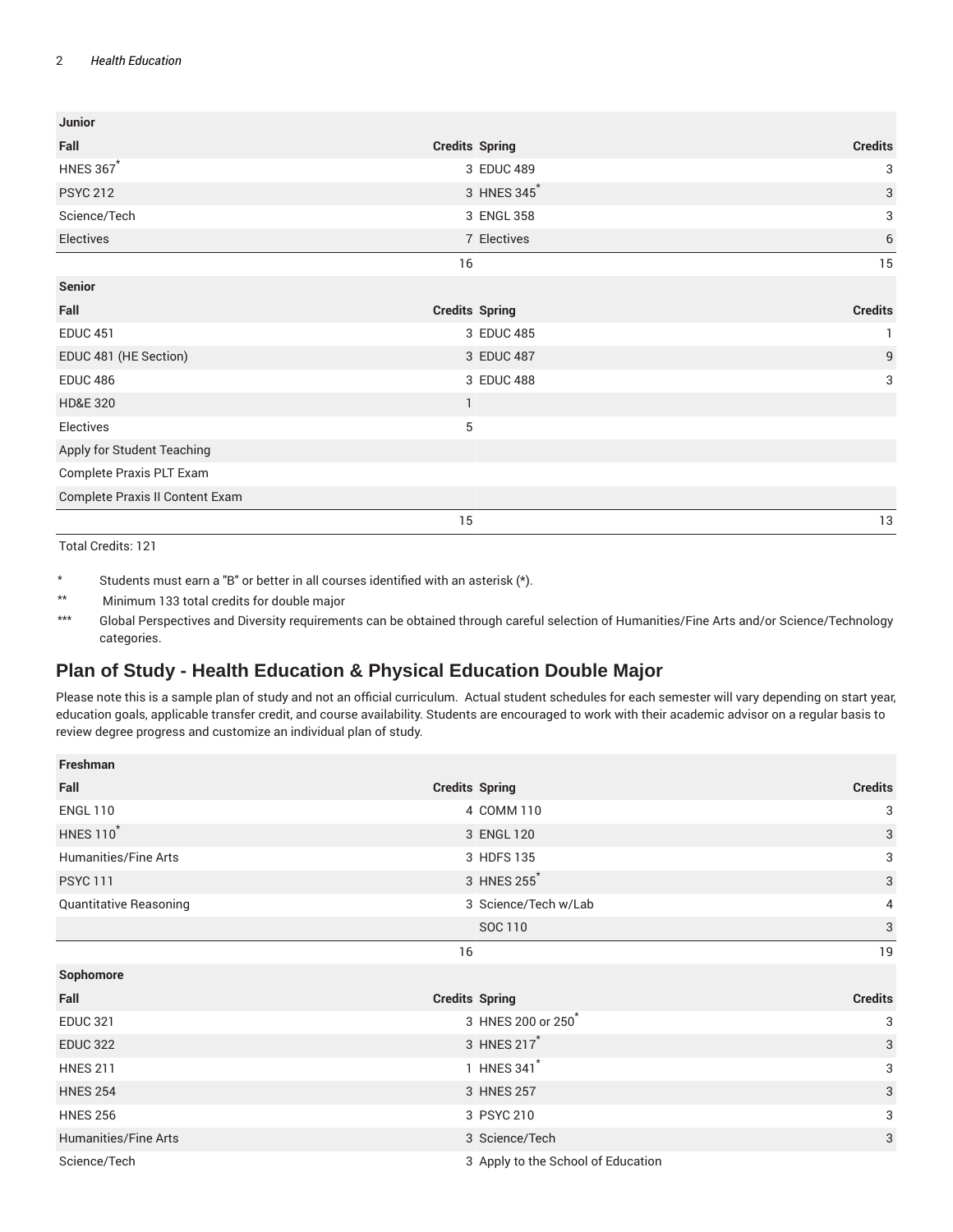| Junior | | | |
|---|---|---|---|
| **Fall** | **Credits** | **Spring** | **Credits** |
| HNES 367* | 3 | EDUC 489 | 3 |
| PSYC 212 | 3 | HNES 345* | 3 |
| Science/Tech | 3 | ENGL 358 | 3 |
| Electives | 7 | Electives | 6 |
| | 16 | | 15 |

| Senior | | | |
|---|---|---|---|
| **Fall** | **Credits** | **Spring** | **Credits** |
| EDUC 451 | 3 | EDUC 485 | 1 |
| EDUC 481 (HE Section) | 3 | EDUC 487 | 9 |
| EDUC 486 | 3 | EDUC 488 | 3 |
| HD&E 320 | 1 | | |
| Electives | 5 | | |
| Apply for Student Teaching | | | |
| Complete Praxis PLT Exam | | | |
| Complete Praxis II Content Exam | | | |
| | 15 | | 13 |

Total Credits: 121

\* Students must earn a "B" or better in all courses identified with an asterisk (*).

\*\* Minimum 133 total credits for double major

\*\*\* Global Perspectives and Diversity requirements can be obtained through careful selection of Humanities/Fine Arts and/or Science/Technology categories.

## Plan of Study - Health Education & Physical Education Double Major

Please note this is a sample plan of study and not an official curriculum. Actual student schedules for each semester will vary depending on start year, education goals, applicable transfer credit, and course availability. Students are encouraged to work with their academic advisor on a regular basis to review degree progress and customize an individual plan of study.

| Freshman | | | |
|---|---|---|---|
| **Fall** | **Credits** | **Spring** | **Credits** |
| ENGL 110 | 4 | COMM 110 | 3 |
| HNES 110* | 3 | ENGL 120 | 3 |
| Humanities/Fine Arts | 3 | HDFS 135 | 3 |
| PSYC 111 | 3 | HNES 255* | 3 |
| Quantitative Reasoning | 3 | Science/Tech w/Lab | 4 |
| | | SOC 110 | 3 |
| | 16 | | 19 |

| Sophomore | | | |
|---|---|---|---|
| **Fall** | **Credits** | **Spring** | **Credits** |
| EDUC 321 | 3 | HNES 200 or 250* | 3 |
| EDUC 322 | 3 | HNES 217* | 3 |
| HNES 211 | 1 | HNES 341* | 3 |
| HNES 254 | 3 | HNES 257 | 3 |
| HNES 256 | 3 | PSYC 210 | 3 |
| Humanities/Fine Arts | 3 | Science/Tech | 3 |
| Science/Tech | 3 | Apply to the School of Education | |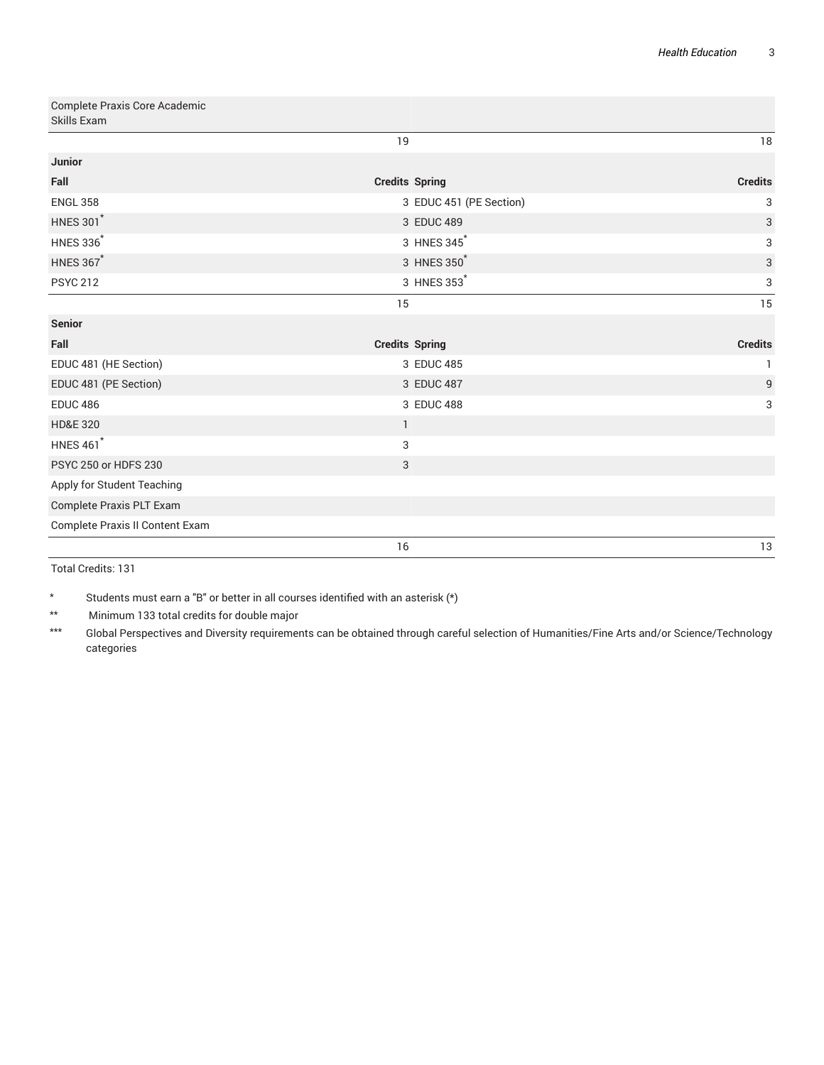| | | | |
|---|---|---|---|
| Complete Praxis Core Academic Skills Exam | | | |
| | 19 | | 18 |
| **Junior** | | | |
| **Fall** | **Credits** | **Spring** | **Credits** |
| ENGL 358 | 3 | EDUC 451 (PE Section) | 3 |
| HNES 301* | 3 | EDUC 489 | 3 |
| HNES 336* | 3 | HNES 345* | 3 |
| HNES 367* | 3 | HNES 350* | 3 |
| PSYC 212 | 3 | HNES 353* | 3 |
| | 15 | | 15 |
| **Senior** | | | |
| **Fall** | **Credits** | **Spring** | **Credits** |
| EDUC 481 (HE Section) | 3 | EDUC 485 | 1 |
| EDUC 481 (PE Section) | 3 | EDUC 487 | 9 |
| EDUC 486 | 3 | EDUC 488 | 3 |
| HD&E 320 | 1 | | |
| HNES 461* | 3 | | |
| PSYC 250 or HDFS 230 | 3 | | |
| Apply for Student Teaching | | | |
| Complete Praxis PLT Exam | | | |
| Complete Praxis II Content Exam | | | |
| | 16 | | 13 |

Total Credits: 131

\* Students must earn a "B" or better in all courses identified with an asterisk (*)

\*\* Minimum 133 total credits for double major

\*\*\* Global Perspectives and Diversity requirements can be obtained through careful selection of Humanities/Fine Arts and/or Science/Technology categories